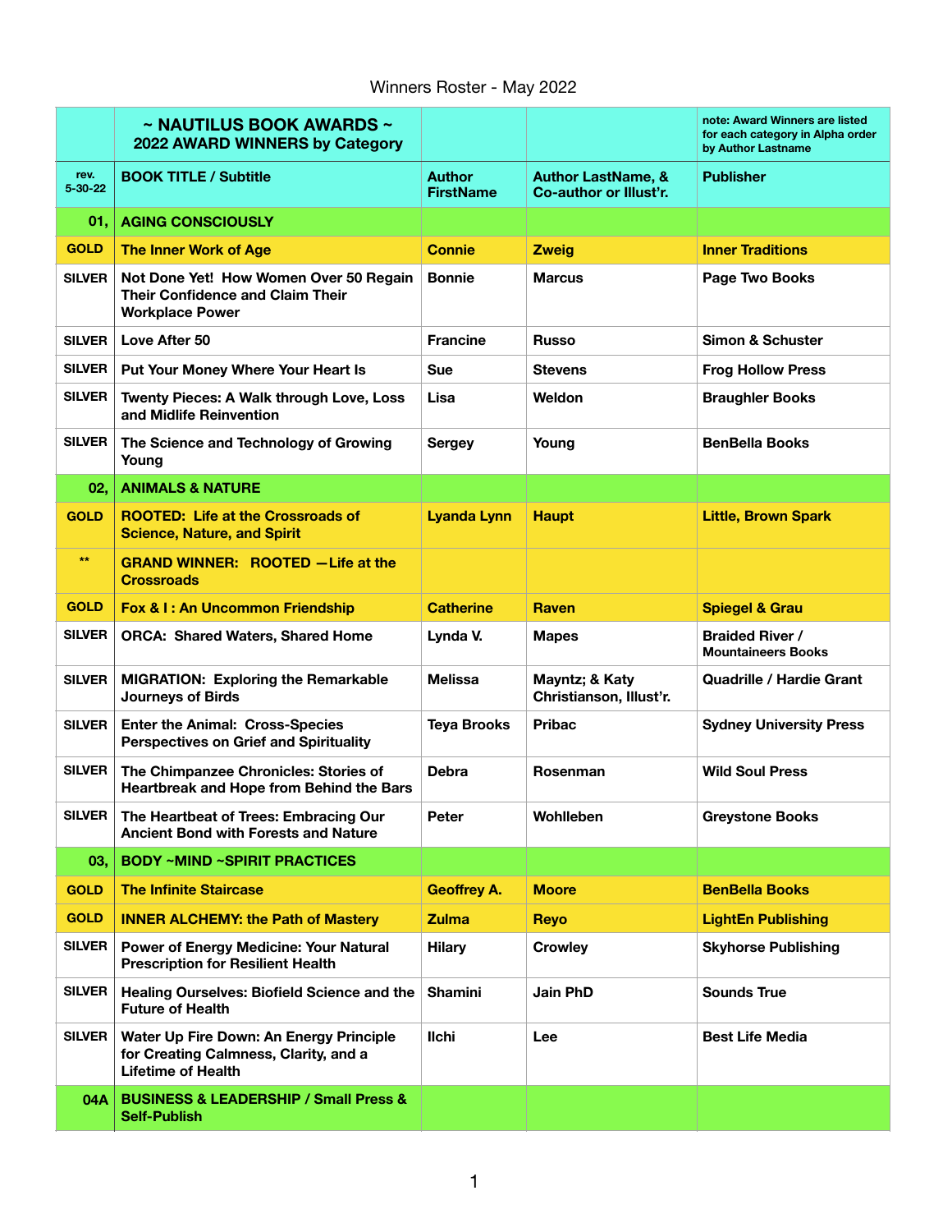Winners Roster - May 2022

| | ~ NAUTILUS BOOK AWARDS ~ 2022 AWARD WINNERS by Category | | | note: Award Winners are listed for each category in Alpha order by Author Lastname |
|---|---|---|---|---|
| rev. 5-30-22 | BOOK TITLE / Subtitle | Author FirstName | Author LastName, & Co-author or Illust'r. | Publisher |
| 01, | AGING CONSCIOUSLY | | | |
| GOLD | The Inner Work of Age | Connie | Zweig | Inner Traditions |
| SILVER | Not Done Yet! How Women Over 50 Regain Their Confidence and Claim Their Workplace Power | Bonnie | Marcus | Page Two Books |
| SILVER | Love After 50 | Francine | Russo | Simon & Schuster |
| SILVER | Put Your Money Where Your Heart Is | Sue | Stevens | Frog Hollow Press |
| SILVER | Twenty Pieces: A Walk through Love, Loss and Midlife Reinvention | Lisa | Weldon | Braughler Books |
| SILVER | The Science and Technology of Growing Young | Sergey | Young | BenBella Books |
| 02, | ANIMALS & NATURE | | | |
| GOLD | ROOTED: Life at the Crossroads of Science, Nature, and Spirit | Lyanda Lynn | Haupt | Little, Brown Spark |
| ** | GRAND WINNER: ROOTED —Life at the Crossroads | | | |
| GOLD | Fox & I : An Uncommon Friendship | Catherine | Raven | Spiegel & Grau |
| SILVER | ORCA: Shared Waters, Shared Home | Lynda V. | Mapes | Braided River / Mountaineers Books |
| SILVER | MIGRATION: Exploring the Remarkable Journeys of Birds | Melissa | Mayntz; & Katy Christianson, Illust'r. | Quadrille / Hardie Grant |
| SILVER | Enter the Animal: Cross-Species Perspectives on Grief and Spirituality | Teya Brooks | Pribac | Sydney University Press |
| SILVER | The Chimpanzee Chronicles: Stories of Heartbreak and Hope from Behind the Bars | Debra | Rosenman | Wild Soul Press |
| SILVER | The Heartbeat of Trees: Embracing Our Ancient Bond with Forests and Nature | Peter | Wohlleben | Greystone Books |
| 03, | BODY ~MIND ~SPIRIT PRACTICES | | | |
| GOLD | The Infinite Staircase | Geoffrey A. | Moore | BenBella Books |
| GOLD | INNER ALCHEMY: the Path of Mastery | Zulma | Reyo | LightEn Publishing |
| SILVER | Power of Energy Medicine: Your Natural Prescription for Resilient Health | Hilary | Crowley | Skyhorse Publishing |
| SILVER | Healing Ourselves: Biofield Science and the Future of Health | Shamini | Jain PhD | Sounds True |
| SILVER | Water Up Fire Down: An Energy Principle for Creating Calmness, Clarity, and a Lifetime of Health | Ilchi | Lee | Best Life Media |
| 04A | BUSINESS & LEADERSHIP / Small Press & Self-Publish | | | |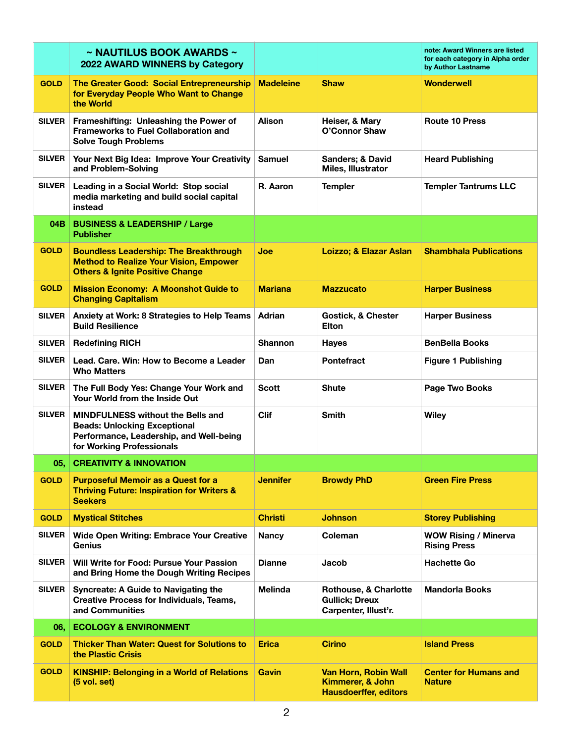| | ~ NAUTILUS BOOK AWARDS ~ 2022 AWARD WINNERS by Category | | | note: Award Winners are listed for each category in Alpha order by Author Lastname |
|---|---|---|---|---|
| GOLD | The Greater Good: Social Entrepreneurship for Everyday People Who Want to Change the World | Madeleine | Shaw | Wonderwell |
| SILVER | Frameshifting: Unleashing the Power of Frameworks to Fuel Collaboration and Solve Tough Problems | Alison | Heiser, & Mary O'Connor Shaw | Route 10 Press |
| SILVER | Your Next Big Idea: Improve Your Creativity and Problem-Solving | Samuel | Sanders; & David Miles, Illustrator | Heard Publishing |
| SILVER | Leading in a Social World: Stop social media marketing and build social capital instead | R. Aaron | Templer | Templer Tantrums LLC |
| 04B | BUSINESS & LEADERSHIP / Large Publisher | | | |
| GOLD | Boundless Leadership: The Breakthrough Method to Realize Your Vision, Empower Others & Ignite Positive Change | Joe | Loizzo; & Elazar Aslan | Shambhala Publications |
| GOLD | Mission Economy: A Moonshot Guide to Changing Capitalism | Mariana | Mazzucato | Harper Business |
| SILVER | Anxiety at Work: 8 Strategies to Help Teams Build Resilience | Adrian | Gostick, & Chester Elton | Harper Business |
| SILVER | Redefining RICH | Shannon | Hayes | BenBella Books |
| SILVER | Lead. Care. Win: How to Become a Leader Who Matters | Dan | Pontefract | Figure 1 Publishing |
| SILVER | The Full Body Yes: Change Your Work and Your World from the Inside Out | Scott | Shute | Page Two Books |
| SILVER | MINDFULNESS without the Bells and Beads: Unlocking Exceptional Performance, Leadership, and Well-being for Working Professionals | Clif | Smith | Wiley |
| 05, | CREATIVITY & INNOVATION | | | |
| GOLD | Purposeful Memoir as a Quest for a Thriving Future: Inspiration for Writers & Seekers | Jennifer | Browdy PhD | Green Fire Press |
| GOLD | Mystical Stitches | Christi | Johnson | Storey Publishing |
| SILVER | Wide Open Writing: Embrace Your Creative Genius | Nancy | Coleman | WOW Rising / Minerva Rising Press |
| SILVER | Will Write for Food: Pursue Your Passion and Bring Home the Dough Writing Recipes | Dianne | Jacob | Hachette Go |
| SILVER | Syncreate: A Guide to Navigating the Creative Process for Individuals, Teams, and Communities | Melinda | Rothouse, & Charlotte Gullick; Dreux Carpenter, Illust'r. | Mandorla Books |
| 06, | ECOLOGY & ENVIRONMENT | | | |
| GOLD | Thicker Than Water: Quest for Solutions to the Plastic Crisis | Erica | Cirino | Island Press |
| GOLD | KINSHIP: Belonging in a World of Relations (5 vol. set) | Gavin | Van Horn, Robin Wall Kimmerer, & John Hausdoerffer, editors | Center for Humans and Nature |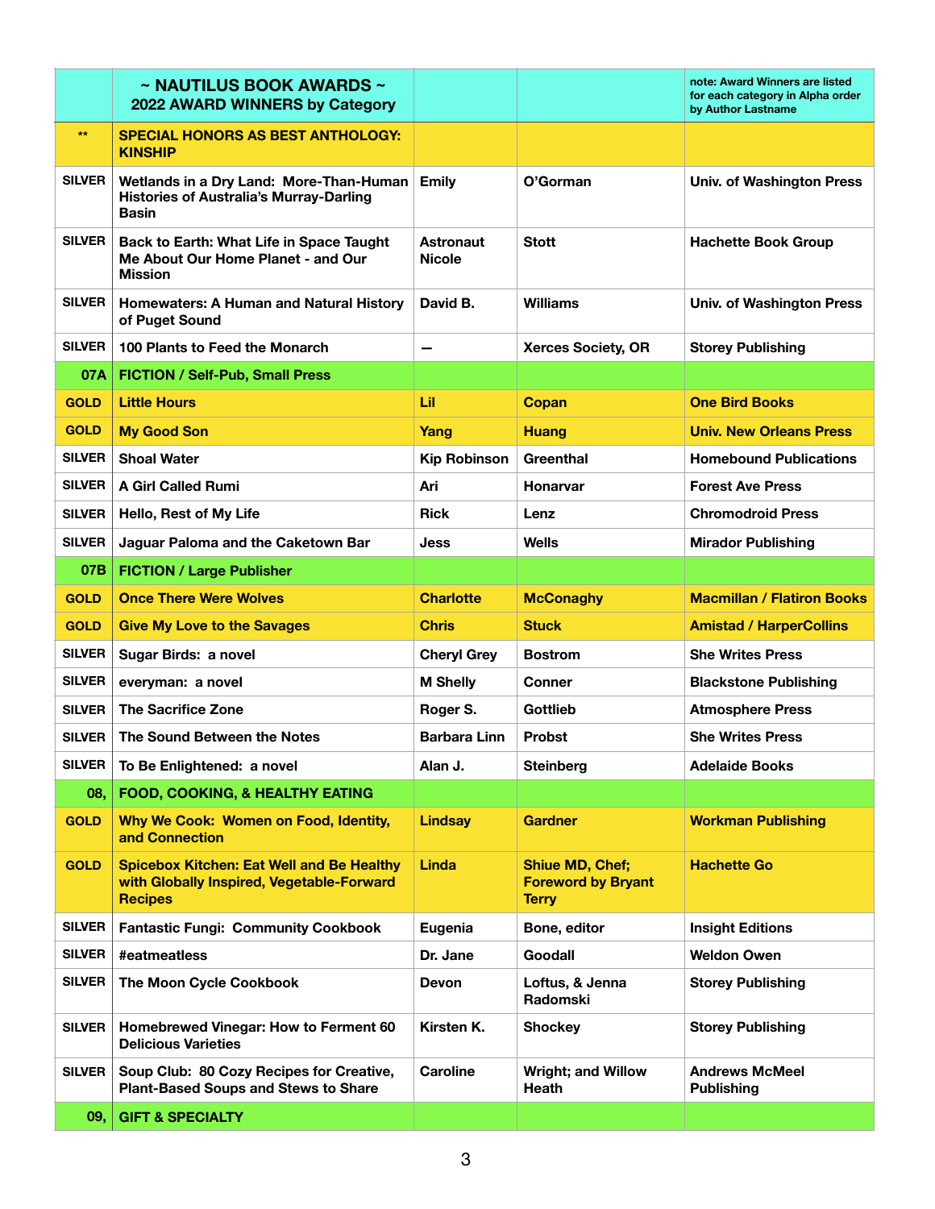| | ~ NAUTILUS BOOK AWARDS ~ 2022 AWARD WINNERS by Category | | | note: Award Winners are listed for each category in Alpha order by Author Lastname |
|---|---|---|---|---|
| ** | SPECIAL HONORS AS BEST ANTHOLOGY: KINSHIP | | | |
| SILVER | Wetlands in a Dry Land: More-Than-Human Histories of Australia's Murray-Darling Basin | Emily | O'Gorman | Univ. of Washington Press |
| SILVER | Back to Earth: What Life in Space Taught Me About Our Home Planet - and Our Mission | Astronaut Nicole | Stott | Hachette Book Group |
| SILVER | Homewaters: A Human and Natural History of Puget Sound | David B. | Williams | Univ. of Washington Press |
| SILVER | 100 Plants to Feed the Monarch | — | Xerces Society, OR | Storey Publishing |
| 07A | FICTION / Self-Pub, Small Press | | | |
| GOLD | Little Hours | Lil | Copan | One Bird Books |
| GOLD | My Good Son | Yang | Huang | Univ. New Orleans Press |
| SILVER | Shoal Water | Kip Robinson | Greenthal | Homebound Publications |
| SILVER | A Girl Called Rumi | Ari | Honarvar | Forest Ave Press |
| SILVER | Hello, Rest of My Life | Rick | Lenz | Chromodroid Press |
| SILVER | Jaguar Paloma and the Caketown Bar | Jess | Wells | Mirador Publishing |
| 07B | FICTION / Large Publisher | | | |
| GOLD | Once There Were Wolves | Charlotte | McConaghy | Macmillan / Flatiron Books |
| GOLD | Give My Love to the Savages | Chris | Stuck | Amistad / HarperCollins |
| SILVER | Sugar Birds: a novel | Cheryl Grey | Bostrom | She Writes Press |
| SILVER | everyman: a novel | M Shelly | Conner | Blackstone Publishing |
| SILVER | The Sacrifice Zone | Roger S. | Gottlieb | Atmosphere Press |
| SILVER | The Sound Between the Notes | Barbara Linn | Probst | She Writes Press |
| SILVER | To Be Enlightened: a novel | Alan J. | Steinberg | Adelaide Books |
| 08, | FOOD, COOKING, & HEALTHY EATING | | | |
| GOLD | Why We Cook: Women on Food, Identity, and Connection | Lindsay | Gardner | Workman Publishing |
| GOLD | Spicebox Kitchen: Eat Well and Be Healthy with Globally Inspired, Vegetable-Forward Recipes | Linda | Shiue MD, Chef; Foreword by Bryant Terry | Hachette Go |
| SILVER | Fantastic Fungi: Community Cookbook | Eugenia | Bone, editor | Insight Editions |
| SILVER | #eatmeatless | Dr. Jane | Goodall | Weldon Owen |
| SILVER | The Moon Cycle Cookbook | Devon | Loftus, & Jenna Radomski | Storey Publishing |
| SILVER | Homebrewed Vinegar: How to Ferment 60 Delicious Varieties | Kirsten K. | Shockey | Storey Publishing |
| SILVER | Soup Club: 80 Cozy Recipes for Creative, Plant-Based Soups and Stews to Share | Caroline | Wright; and Willow Heath | Andrews McMeel Publishing |
| 09, | GIFT & SPECIALTY | | | |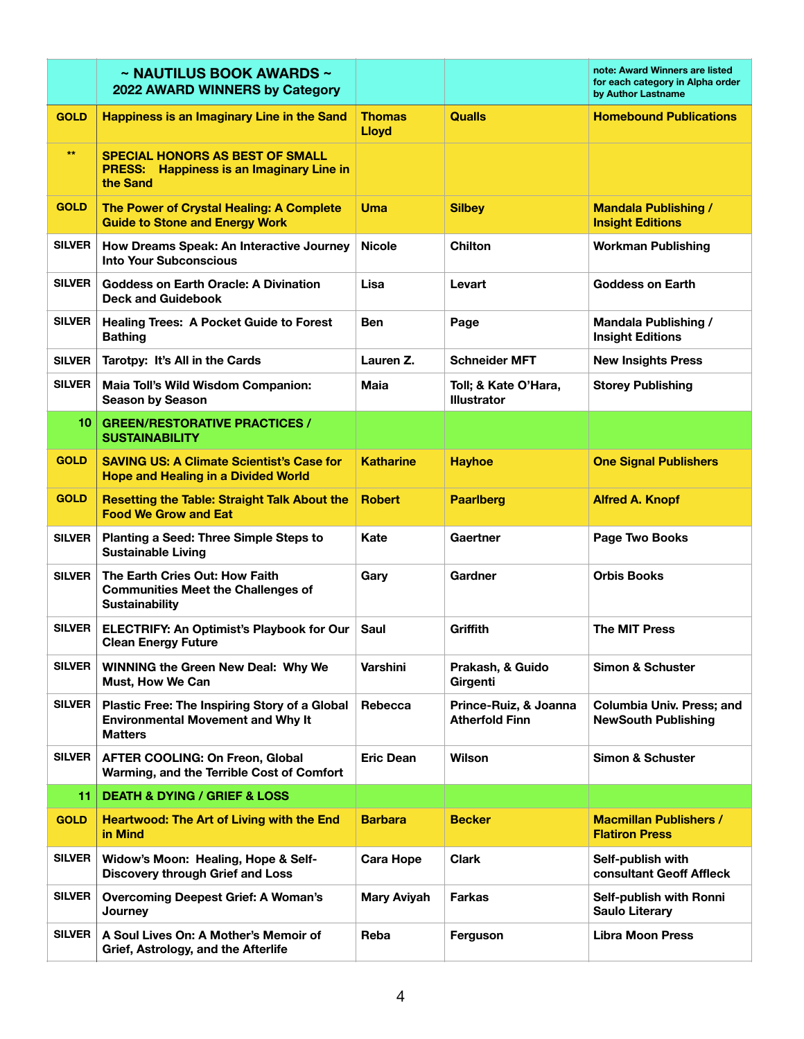| | ~ NAUTILUS BOOK AWARDS ~ 2022 AWARD WINNERS by Category | | | note: Award Winners are listed for each category in Alpha order by Author Lastname |
|---|---|---|---|---|
| GOLD | Happiness is an Imaginary Line in the Sand | Thomas Lloyd | Qualls | Homebound Publications |
| ** | SPECIAL HONORS AS BEST OF SMALL PRESS: Happiness is an Imaginary Line in the Sand | | | |
| GOLD | The Power of Crystal Healing: A Complete Guide to Stone and Energy Work | Uma | Silbey | Mandala Publishing / Insight Editions |
| SILVER | How Dreams Speak: An Interactive Journey Into Your Subconscious | Nicole | Chilton | Workman Publishing |
| SILVER | Goddess on Earth Oracle: A Divination Deck and Guidebook | Lisa | Levart | Goddess on Earth |
| SILVER | Healing Trees: A Pocket Guide to Forest Bathing | Ben | Page | Mandala Publishing / Insight Editions |
| SILVER | Tarotpy: It's All in the Cards | Lauren Z. | Schneider MFT | New Insights Press |
| SILVER | Maia Toll's Wild Wisdom Companion: Season by Season | Maia | Toll; & Kate O'Hara, Illustrator | Storey Publishing |
| 10 | GREEN/RESTORATIVE PRACTICES / SUSTAINABILITY | | | |
| GOLD | SAVING US: A Climate Scientist's Case for Hope and Healing in a Divided World | Katharine | Hayhoe | One Signal Publishers |
| GOLD | Resetting the Table: Straight Talk About the Food We Grow and Eat | Robert | Paarlberg | Alfred A. Knopf |
| SILVER | Planting a Seed: Three Simple Steps to Sustainable Living | Kate | Gaertner | Page Two Books |
| SILVER | The Earth Cries Out: How Faith Communities Meet the Challenges of Sustainability | Gary | Gardner | Orbis Books |
| SILVER | ELECTRIFY: An Optimist's Playbook for Our Clean Energy Future | Saul | Griffith | The MIT Press |
| SILVER | WINNING the Green New Deal: Why We Must, How We Can | Varshini | Prakash, & Guido Girgenti | Simon & Schuster |
| SILVER | Plastic Free: The Inspiring Story of a Global Environmental Movement and Why It Matters | Rebecca | Prince-Ruiz, & Joanna Atherfold Finn | Columbia Univ. Press; and NewSouth Publishing |
| SILVER | AFTER COOLING: On Freon, Global Warming, and the Terrible Cost of Comfort | Eric Dean | Wilson | Simon & Schuster |
| 11 | DEATH & DYING / GRIEF & LOSS | | | |
| GOLD | Heartwood: The Art of Living with the End in Mind | Barbara | Becker | Macmillan Publishers / Flatiron Press |
| SILVER | Widow's Moon: Healing, Hope & Self-Discovery through Grief and Loss | Cara Hope | Clark | Self-publish with consultant Geoff Affleck |
| SILVER | Overcoming Deepest Grief: A Woman's Journey | Mary Aviyah | Farkas | Self-publish with Ronni Saulo Literary |
| SILVER | A Soul Lives On: A Mother's Memoir of Grief, Astrology, and the Afterlife | Reba | Ferguson | Libra Moon Press |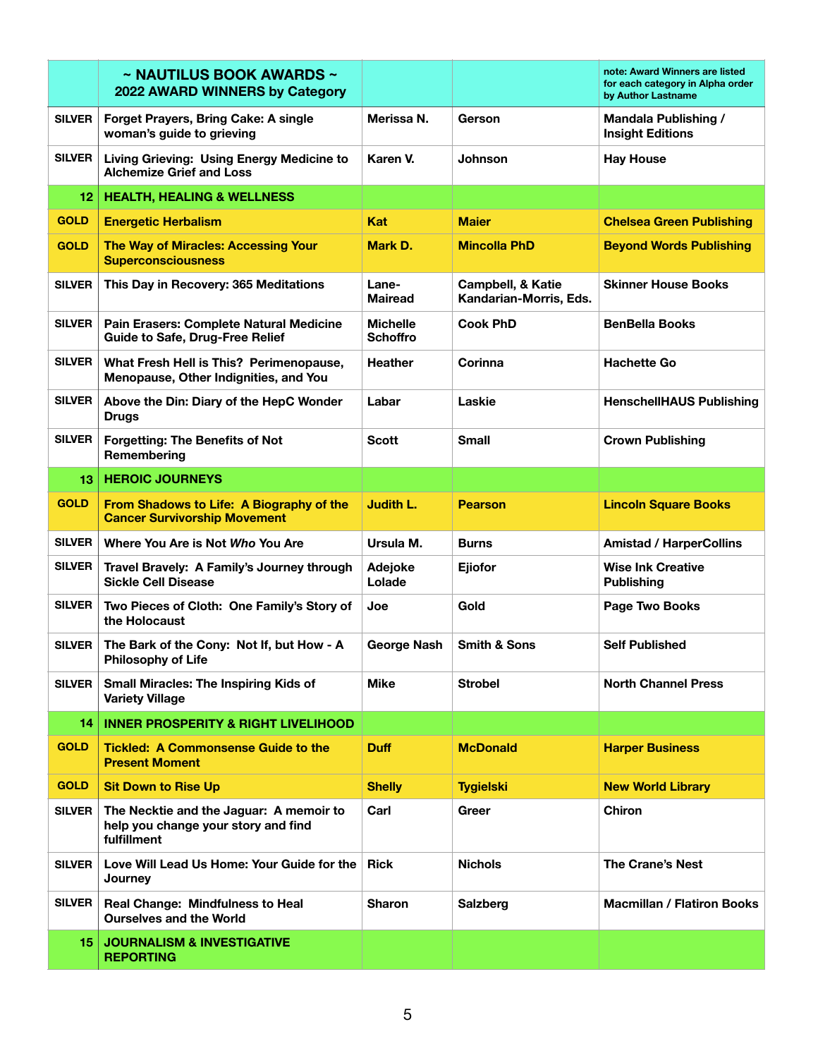| | ~ NAUTILUS BOOK AWARDS ~ 2022 AWARD WINNERS by Category | | | note: Award Winners are listed for each category in Alpha order by Author Lastname |
|---|---|---|---|---|
| SILVER | Forget Prayers, Bring Cake: A single woman's guide to grieving | Merissa N. | Gerson | Mandala Publishing / Insight Editions |
| SILVER | Living Grieving: Using Energy Medicine to Alchemize Grief and Loss | Karen V. | Johnson | Hay House |
| 12 | HEALTH, HEALING & WELLNESS | | | |
| GOLD | Energetic Herbalism | Kat | Maier | Chelsea Green Publishing |
| GOLD | The Way of Miracles: Accessing Your Superconsciousness | Mark D. | Mincolla PhD | Beyond Words Publishing |
| SILVER | This Day in Recovery: 365 Meditations | Lane-Mairead | Campbell, & Katie Kandarian-Morris, Eds. | Skinner House Books |
| SILVER | Pain Erasers: Complete Natural Medicine Guide to Safe, Drug-Free Relief | Michelle Schoffro | Cook PhD | BenBella Books |
| SILVER | What Fresh Hell is This? Perimenopause, Menopause, Other Indignities, and You | Heather | Corinna | Hachette Go |
| SILVER | Above the Din: Diary of the HepC Wonder Drugs | Labar | Laskie | HenschellHAUS Publishing |
| SILVER | Forgetting: The Benefits of Not Remembering | Scott | Small | Crown Publishing |
| 13 | HEROIC JOURNEYS | | | |
| GOLD | From Shadows to Life: A Biography of the Cancer Survivorship Movement | Judith L. | Pearson | Lincoln Square Books |
| SILVER | Where You Are is Not *Who* You Are | Ursula M. | Burns | Amistad / HarperCollins |
| SILVER | Travel Bravely: A Family's Journey through Sickle Cell Disease | Adejoke Lolade | Ejiofor | Wise Ink Creative Publishing |
| SILVER | Two Pieces of Cloth: One Family's Story of the Holocaust | Joe | Gold | Page Two Books |
| SILVER | The Bark of the Cony: Not If, but How - A Philosophy of Life | George Nash | Smith & Sons | Self Published |
| SILVER | Small Miracles: The Inspiring Kids of Variety Village | Mike | Strobel | North Channel Press |
| 14 | INNER PROSPERITY & RIGHT LIVELIHOOD | | | |
| GOLD | Tickled: A Commonsense Guide to the Present Moment | Duff | McDonald | Harper Business |
| GOLD | Sit Down to Rise Up | Shelly | Tygielski | New World Library |
| SILVER | The Necktie and the Jaguar: A memoir to help you change your story and find fulfillment | Carl | Greer | Chiron |
| SILVER | Love Will Lead Us Home: Your Guide for the Journey | Rick | Nichols | The Crane's Nest |
| SILVER | Real Change: Mindfulness to Heal Ourselves and the World | Sharon | Salzberg | Macmillan / Flatiron Books |
| 15 | JOURNALISM & INVESTIGATIVE REPORTING | | | |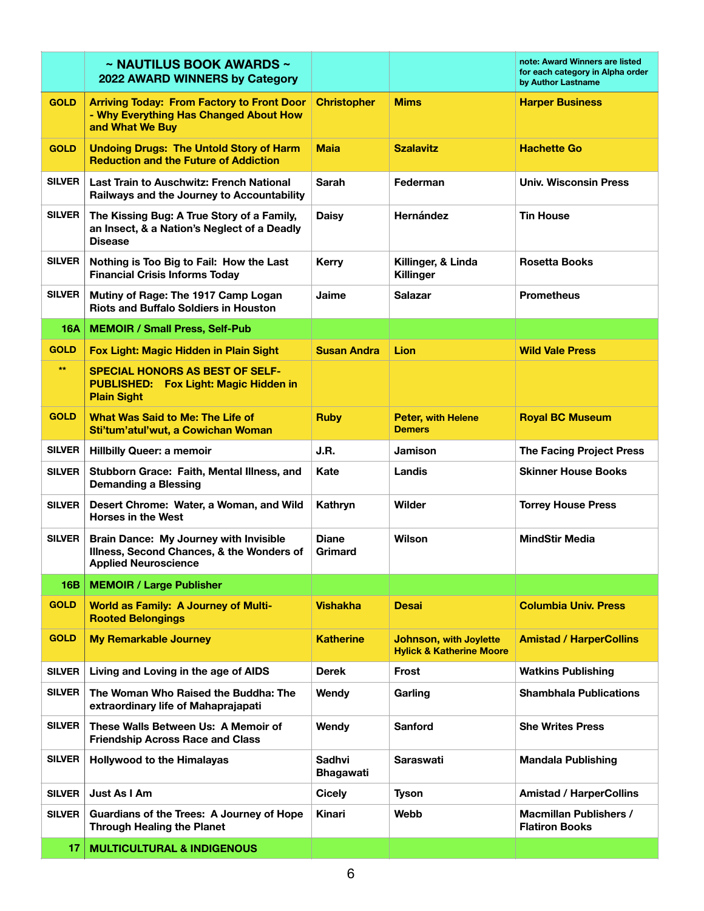| | ~ NAUTILUS BOOK AWARDS ~ 2022 AWARD WINNERS by Category | | | note: Award Winners are listed for each category in Alpha order by Author Lastname |
|---|---|---|---|---|
| GOLD | Arriving Today: From Factory to Front Door - Why Everything Has Changed About How and What We Buy | Christopher | Mims | Harper Business |
| GOLD | Undoing Drugs: The Untold Story of Harm Reduction and the Future of Addiction | Maia | Szalavitz | Hachette Go |
| SILVER | Last Train to Auschwitz: French National Railways and the Journey to Accountability | Sarah | Federman | Univ. Wisconsin Press |
| SILVER | The Kissing Bug: A True Story of a Family, an Insect, & a Nation's Neglect of a Deadly Disease | Daisy | Hernández | Tin House |
| SILVER | Nothing is Too Big to Fail: How the Last Financial Crisis Informs Today | Kerry | Killinger, & Linda Killinger | Rosetta Books |
| SILVER | Mutiny of Rage: The 1917 Camp Logan Riots and Buffalo Soldiers in Houston | Jaime | Salazar | Prometheus |
| 16A | MEMOIR / Small Press, Self-Pub | | | |
| GOLD | Fox Light: Magic Hidden in Plain Sight | Susan Andra | Lion | Wild Vale Press |
| ** | SPECIAL HONORS AS BEST OF SELF-PUBLISHED: Fox Light: Magic Hidden in Plain Sight | | | |
| GOLD | What Was Said to Me: The Life of Sti'tum'atul'wut, a Cowichan Woman | Ruby | Peter, with Helene Demers | Royal BC Museum |
| SILVER | Hillbilly Queer: a memoir | J.R. | Jamison | The Facing Project Press |
| SILVER | Stubborn Grace: Faith, Mental Illness, and Demanding a Blessing | Kate | Landis | Skinner House Books |
| SILVER | Desert Chrome: Water, a Woman, and Wild Horses in the West | Kathryn | Wilder | Torrey House Press |
| SILVER | Brain Dance: My Journey with Invisible Illness, Second Chances, & the Wonders of Applied Neuroscience | Diane Grimard | Wilson | MindStir Media |
| 16B | MEMOIR / Large Publisher | | | |
| GOLD | World as Family: A Journey of Multi-Rooted Belongings | Vishakha | Desai | Columbia Univ. Press |
| GOLD | My Remarkable Journey | Katherine | Johnson, with Joylette Hylick & Katherine Moore | Amistad / HarperCollins |
| SILVER | Living and Loving in the age of AIDS | Derek | Frost | Watkins Publishing |
| SILVER | The Woman Who Raised the Buddha: The extraordinary life of Mahaprajapati | Wendy | Garling | Shambhala Publications |
| SILVER | These Walls Between Us: A Memoir of Friendship Across Race and Class | Wendy | Sanford | She Writes Press |
| SILVER | Hollywood to the Himalayas | Sadhvi Bhagawati | Saraswati | Mandala Publishing |
| SILVER | Just As I Am | Cicely | Tyson | Amistad / HarperCollins |
| SILVER | Guardians of the Trees: A Journey of Hope Through Healing the Planet | Kinari | Webb | Macmillan Publishers / Flatiron Books |
| 17 | MULTICULTURAL & INDIGENOUS | | | |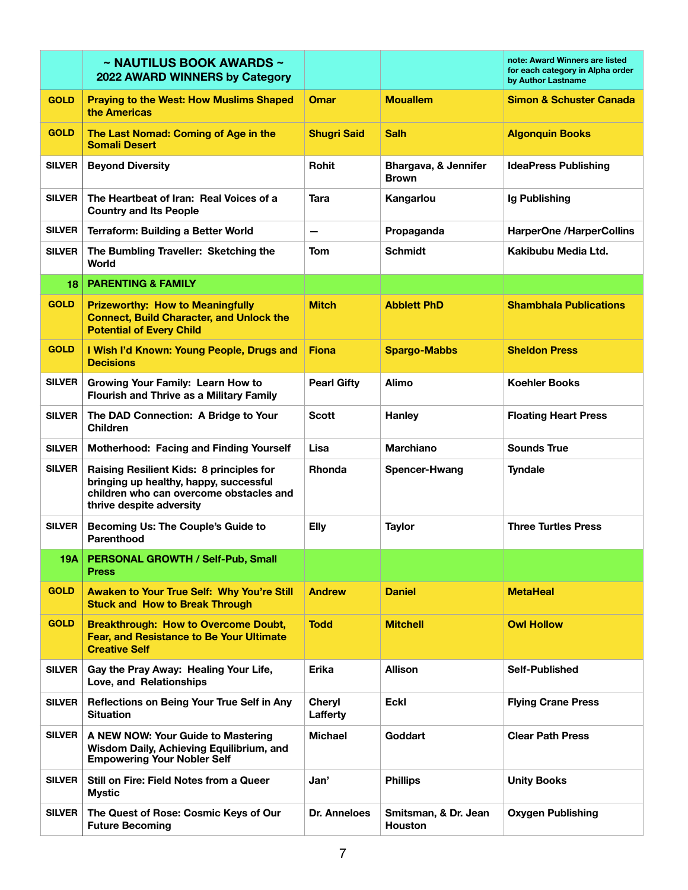| | ~ NAUTILUS BOOK AWARDS ~ 2022 AWARD WINNERS by Category | | | note: Award Winners are listed for each category in Alpha order by Author Lastname |
|---|---|---|---|---|
| GOLD | Praying to the West: How Muslims Shaped the Americas | Omar | Mouallem | Simon & Schuster Canada |
| GOLD | The Last Nomad: Coming of Age in the Somali Desert | Shugri Said | Salh | Algonquin Books |
| SILVER | Beyond Diversity | Rohit | Bhargava, & Jennifer Brown | IdeaPress Publishing |
| SILVER | The Heartbeat of Iran: Real Voices of a Country and Its People | Tara | Kangarlou | Ig Publishing |
| SILVER | Terraform: Building a Better World | — | Propaganda | HarperOne /HarperCollins |
| SILVER | The Bumbling Traveller: Sketching the World | Tom | Schmidt | Kakibubu Media Ltd. |
| 18 | PARENTING & FAMILY | | | |
| GOLD | Prizeworthy: How to Meaningfully Connect, Build Character, and Unlock the Potential of Every Child | Mitch | Abblett PhD | Shambhala Publications |
| GOLD | I Wish I'd Known: Young People, Drugs and Decisions | Fiona | Spargo-Mabbs | Sheldon Press |
| SILVER | Growing Your Family: Learn How to Flourish and Thrive as a Military Family | Pearl Gifty | Alimo | Koehler Books |
| SILVER | The DAD Connection: A Bridge to Your Children | Scott | Hanley | Floating Heart Press |
| SILVER | Motherhood: Facing and Finding Yourself | Lisa | Marchiano | Sounds True |
| SILVER | Raising Resilient Kids: 8 principles for bringing up healthy, happy, successful children who can overcome obstacles and thrive despite adversity | Rhonda | Spencer-Hwang | Tyndale |
| SILVER | Becoming Us: The Couple's Guide to Parenthood | Elly | Taylor | Three Turtles Press |
| 19A | PERSONAL GROWTH / Self-Pub, Small Press | | | |
| GOLD | Awaken to Your True Self: Why You're Still Stuck and How to Break Through | Andrew | Daniel | MetaHeal |
| GOLD | Breakthrough: How to Overcome Doubt, Fear, and Resistance to Be Your Ultimate Creative Self | Todd | Mitchell | Owl Hollow |
| SILVER | Gay the Pray Away: Healing Your Life, Love, and Relationships | Erika | Allison | Self-Published |
| SILVER | Reflections on Being Your True Self in Any Situation | Cheryl Lafferty | Eckl | Flying Crane Press |
| SILVER | A NEW NOW: Your Guide to Mastering Wisdom Daily, Achieving Equilibrium, and Empowering Your Nobler Self | Michael | Goddart | Clear Path Press |
| SILVER | Still on Fire: Field Notes from a Queer Mystic | Jan' | Phillips | Unity Books |
| SILVER | The Quest of Rose: Cosmic Keys of Our Future Becoming | Dr. Anneloes | Smitsman, & Dr. Jean Houston | Oxygen Publishing |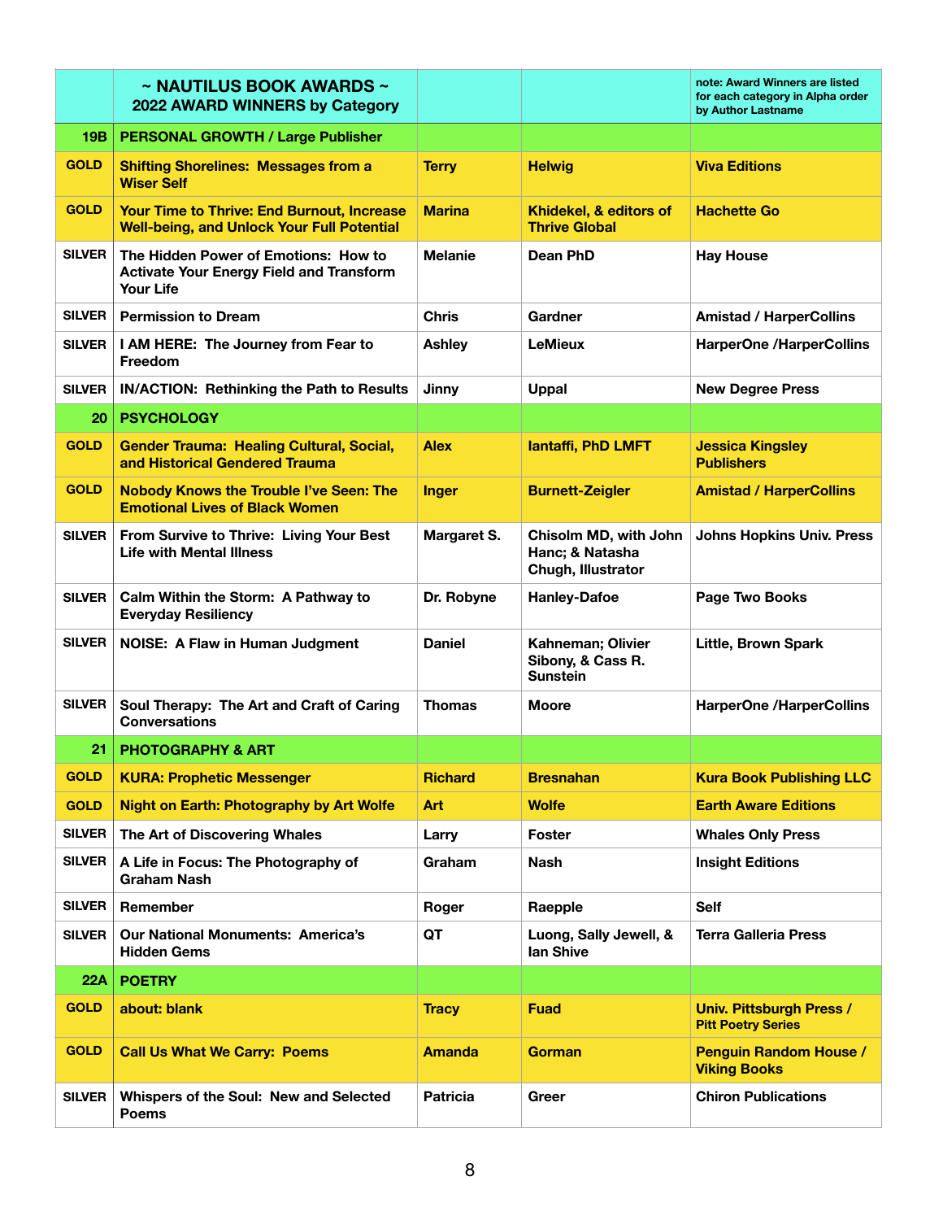| | ~ NAUTILUS BOOK AWARDS ~ 2022 AWARD WINNERS by Category | | | note: Award Winners are listed for each category in Alpha order by Author Lastname |
|---|---|---|---|---|
| 19B | PERSONAL GROWTH / Large Publisher | | | |
| GOLD | Shifting Shorelines: Messages from a Wiser Self | Terry | Helwig | Viva Editions |
| GOLD | Your Time to Thrive: End Burnout, Increase Well-being, and Unlock Your Full Potential | Marina | Khidekel, & editors of Thrive Global | Hachette Go |
| SILVER | The Hidden Power of Emotions: How to Activate Your Energy Field and Transform Your Life | Melanie | Dean PhD | Hay House |
| SILVER | Permission to Dream | Chris | Gardner | Amistad / HarperCollins |
| SILVER | I AM HERE: The Journey from Fear to Freedom | Ashley | LeMieux | HarperOne /HarperCollins |
| SILVER | IN/ACTION: Rethinking the Path to Results | Jinny | Uppal | New Degree Press |
| 20 | PSYCHOLOGY | | | |
| GOLD | Gender Trauma: Healing Cultural, Social, and Historical Gendered Trauma | Alex | Iantaffi, PhD LMFT | Jessica Kingsley Publishers |
| GOLD | Nobody Knows the Trouble I've Seen: The Emotional Lives of Black Women | Inger | Burnett-Zeigler | Amistad / HarperCollins |
| SILVER | From Survive to Thrive: Living Your Best Life with Mental Illness | Margaret S. | Chisolm MD, with John Hanc; & Natasha Chugh, Illustrator | Johns Hopkins Univ. Press |
| SILVER | Calm Within the Storm: A Pathway to Everyday Resiliency | Dr. Robyne | Hanley-Dafoe | Page Two Books |
| SILVER | NOISE: A Flaw in Human Judgment | Daniel | Kahneman; Olivier Sibony, & Cass R. Sunstein | Little, Brown Spark |
| SILVER | Soul Therapy: The Art and Craft of Caring Conversations | Thomas | Moore | HarperOne /HarperCollins |
| 21 | PHOTOGRAPHY & ART | | | |
| GOLD | KURA: Prophetic Messenger | Richard | Bresnahan | Kura Book Publishing LLC |
| GOLD | Night on Earth: Photography by Art Wolfe | Art | Wolfe | Earth Aware Editions |
| SILVER | The Art of Discovering Whales | Larry | Foster | Whales Only Press |
| SILVER | A Life in Focus: The Photography of Graham Nash | Graham | Nash | Insight Editions |
| SILVER | Remember | Roger | Raepple | Self |
| SILVER | Our National Monuments: America's Hidden Gems | QT | Luong, Sally Jewell, & Ian Shive | Terra Galleria Press |
| 22A | POETRY | | | |
| GOLD | about: blank | Tracy | Fuad | Univ. Pittsburgh Press / Pitt Poetry Series |
| GOLD | Call Us What We Carry: Poems | Amanda | Gorman | Penguin Random House / Viking Books |
| SILVER | Whispers of the Soul: New and Selected Poems | Patricia | Greer | Chiron Publications |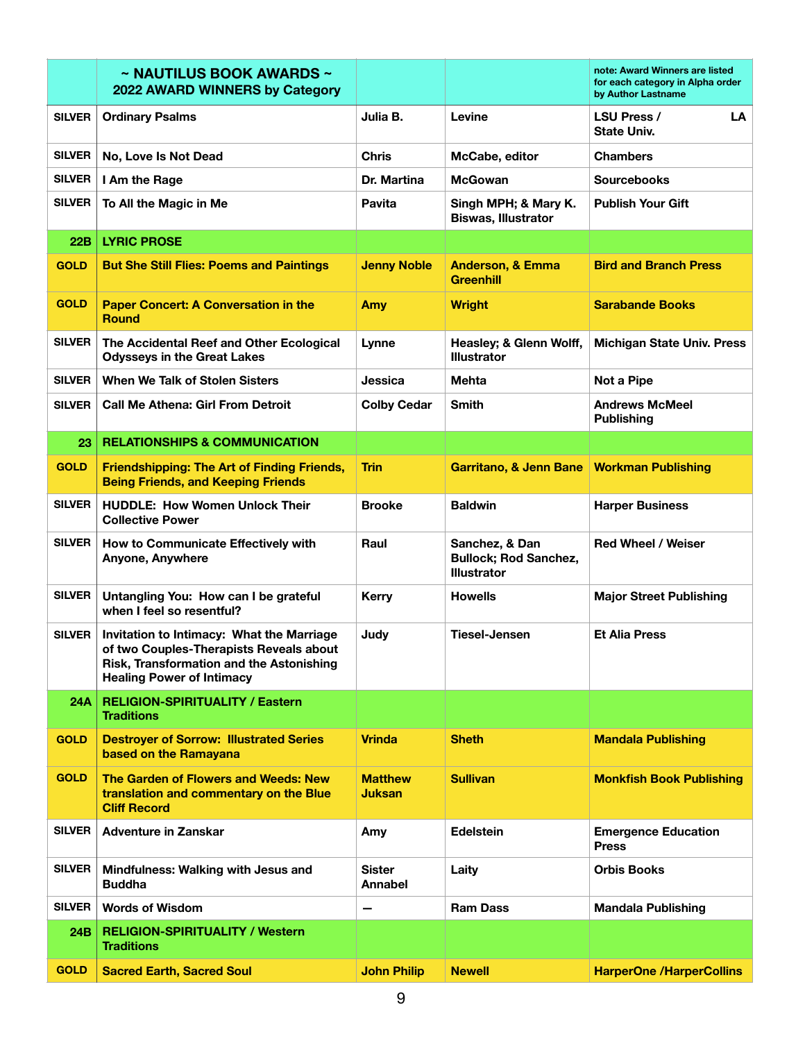| | ~ NAUTILUS BOOK AWARDS ~ 2022 AWARD WINNERS by Category | | | note: Award Winners are listed for each category in Alpha order by Author Lastname |
|---|---|---|---|---|
| SILVER | Ordinary Psalms | Julia B. | Levine | LSU Press / LA State Univ. |
| SILVER | No, Love Is Not Dead | Chris | McCabe, editor | Chambers |
| SILVER | I Am the Rage | Dr. Martina | McGowan | Sourcebooks |
| SILVER | To All the Magic in Me | Pavita | Singh MPH; & Mary K. Biswas, Illustrator | Publish Your Gift |
| 22B | LYRIC PROSE | | | |
| GOLD | But She Still Flies: Poems and Paintings | Jenny Noble | Anderson, & Emma Greenhill | Bird and Branch Press |
| GOLD | Paper Concert: A Conversation in the Round | Amy | Wright | Sarabande Books |
| SILVER | The Accidental Reef and Other Ecological Odysseys in the Great Lakes | Lynne | Heasley; & Glenn Wolff, Illustrator | Michigan State Univ. Press |
| SILVER | When We Talk of Stolen Sisters | Jessica | Mehta | Not a Pipe |
| SILVER | Call Me Athena: Girl From Detroit | Colby Cedar | Smith | Andrews McMeel Publishing |
| 23 | RELATIONSHIPS & COMMUNICATION | | | |
| GOLD | Friendshipping: The Art of Finding Friends, Being Friends, and Keeping Friends | Trin | Garritano, & Jenn Bane | Workman Publishing |
| SILVER | HUDDLE: How Women Unlock Their Collective Power | Brooke | Baldwin | Harper Business |
| SILVER | How to Communicate Effectively with Anyone, Anywhere | Raul | Sanchez, & Dan Bullock; Rod Sanchez, Illustrator | Red Wheel / Weiser |
| SILVER | Untangling You: How can I be grateful when I feel so resentful? | Kerry | Howells | Major Street Publishing |
| SILVER | Invitation to Intimacy: What the Marriage of two Couples-Therapists Reveals about Risk, Transformation and the Astonishing Healing Power of Intimacy | Judy | Tiesel-Jensen | Et Alia Press |
| 24A | RELIGION-SPIRITUALITY / Eastern Traditions | | | |
| GOLD | Destroyer of Sorrow: Illustrated Series based on the Ramayana | Vrinda | Sheth | Mandala Publishing |
| GOLD | The Garden of Flowers and Weeds: New translation and commentary on the Blue Cliff Record | Matthew Juksan | Sullivan | Monkfish Book Publishing |
| SILVER | Adventure in Zanskar | Amy | Edelstein | Emergence Education Press |
| SILVER | Mindfulness: Walking with Jesus and Buddha | Sister Annabel | Laity | Orbis Books |
| SILVER | Words of Wisdom | — | Ram Dass | Mandala Publishing |
| 24B | RELIGION-SPIRITUALITY / Western Traditions | | | |
| GOLD | Sacred Earth, Sacred Soul | John Philip | Newell | HarperOne /HarperCollins |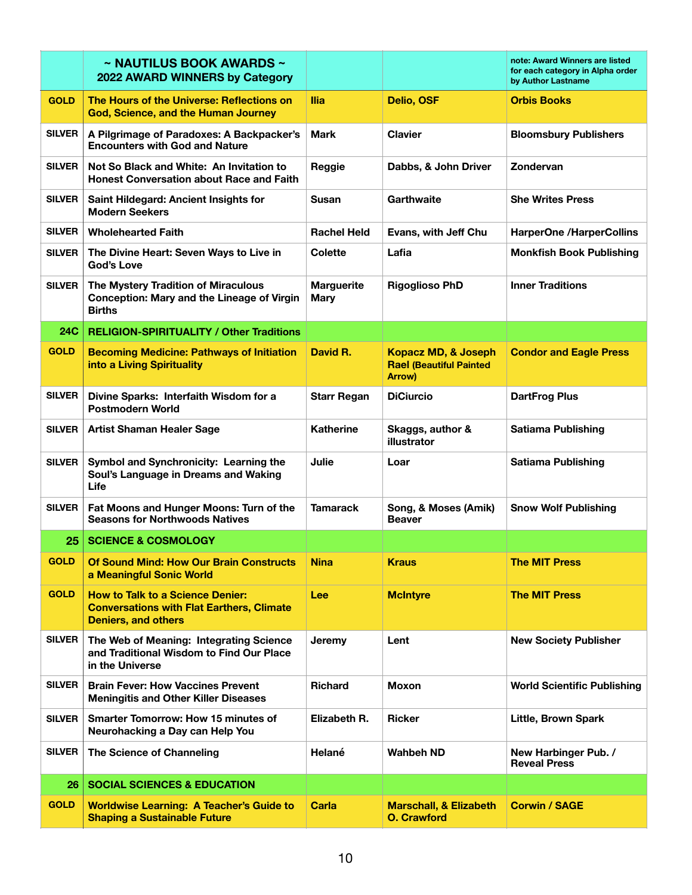| | ~ NAUTILUS BOOK AWARDS ~ 2022 AWARD WINNERS by Category | | | note: Award Winners are listed for each category in Alpha order by Author Lastname |
|---|---|---|---|---|
| GOLD | The Hours of the Universe: Reflections on God, Science, and the Human Journey | Ilia | Delio, OSF | Orbis Books |
| SILVER | A Pilgrimage of Paradoxes: A Backpacker's Encounters with God and Nature | Mark | Clavier | Bloomsbury Publishers |
| SILVER | Not So Black and White: An Invitation to Honest Conversation about Race and Faith | Reggie | Dabbs, & John Driver | Zondervan |
| SILVER | Saint Hildegard: Ancient Insights for Modern Seekers | Susan | Garthwaite | She Writes Press |
| SILVER | Wholehearted Faith | Rachel Held | Evans, with Jeff Chu | HarperOne /HarperCollins |
| SILVER | The Divine Heart: Seven Ways to Live in God's Love | Colette | Lafia | Monkfish Book Publishing |
| SILVER | The Mystery Tradition of Miraculous Conception: Mary and the Lineage of Virgin Births | Marguerite Mary | Rigoglioso PhD | Inner Traditions |
| 24C | RELIGION-SPIRITUALITY / Other Traditions | | | |
| GOLD | Becoming Medicine: Pathways of Initiation into a Living Spirituality | David R. | Kopacz MD, & Joseph Rael (Beautiful Painted Arrow) | Condor and Eagle Press |
| SILVER | Divine Sparks: Interfaith Wisdom for a Postmodern World | Starr Regan | DiCiurcio | DartFrog Plus |
| SILVER | Artist Shaman Healer Sage | Katherine | Skaggs, author & illustrator | Satiama Publishing |
| SILVER | Symbol and Synchronicity: Learning the Soul's Language in Dreams and Waking Life | Julie | Loar | Satiama Publishing |
| SILVER | Fat Moons and Hunger Moons: Turn of the Seasons for Northwoods Natives | Tamarack | Song, & Moses (Amik) Beaver | Snow Wolf Publishing |
| 25 | SCIENCE & COSMOLOGY | | | |
| GOLD | Of Sound Mind: How Our Brain Constructs a Meaningful Sonic World | Nina | Kraus | The MIT Press |
| GOLD | How to Talk to a Science Denier: Conversations with Flat Earthers, Climate Deniers, and others | Lee | McIntyre | The MIT Press |
| SILVER | The Web of Meaning: Integrating Science and Traditional Wisdom to Find Our Place in the Universe | Jeremy | Lent | New Society Publisher |
| SILVER | Brain Fever: How Vaccines Prevent Meningitis and Other Killer Diseases | Richard | Moxon | World Scientific Publishing |
| SILVER | Smarter Tomorrow: How 15 minutes of Neurohacking a Day can Help You | Elizabeth R. | Ricker | Little, Brown Spark |
| SILVER | The Science of Channeling | Helané | Wahbeh ND | New Harbinger Pub. / Reveal Press |
| 26 | SOCIAL SCIENCES & EDUCATION | | | |
| GOLD | Worldwise Learning: A Teacher's Guide to Shaping a Sustainable Future | Carla | Marschall, & Elizabeth O. Crawford | Corwin / SAGE |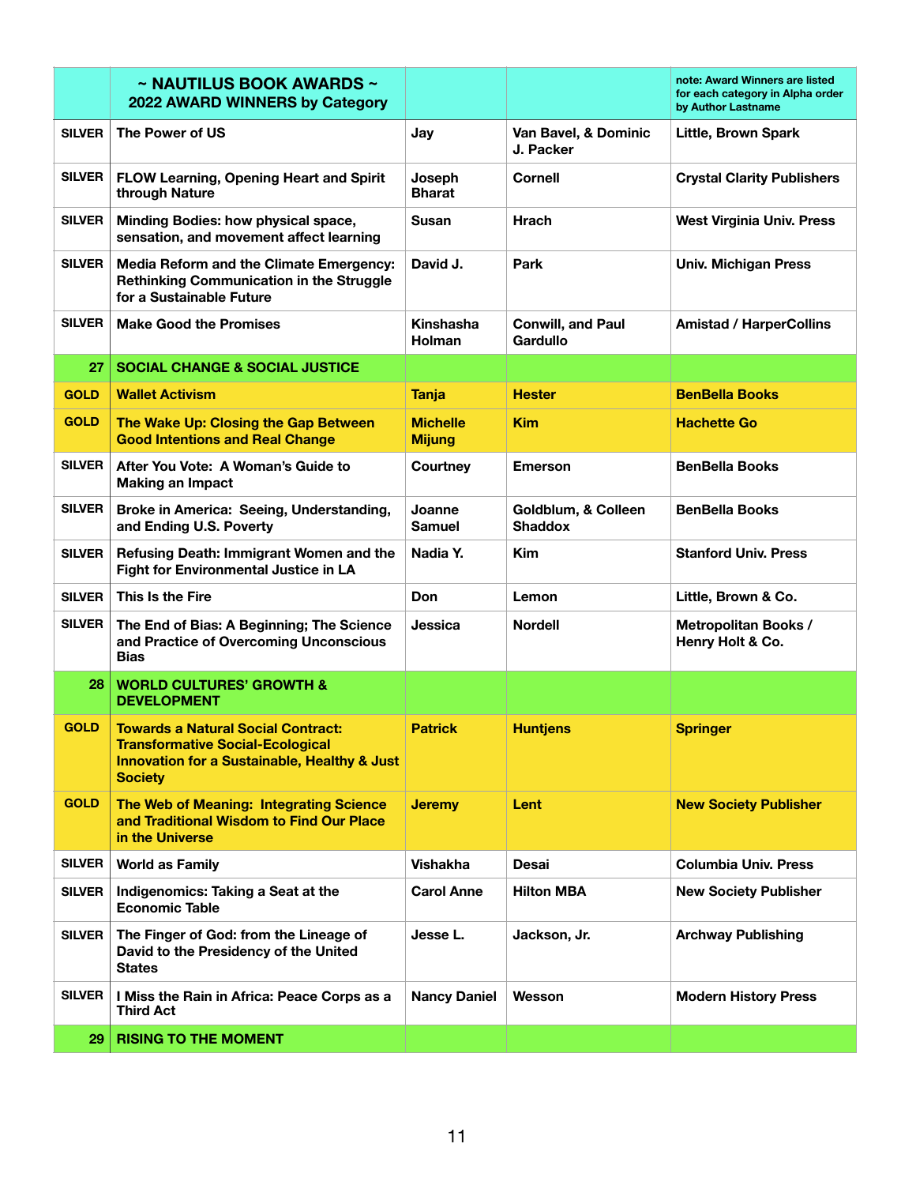| | ~ NAUTILUS BOOK AWARDS ~ 2022 AWARD WINNERS by Category | | | note: Award Winners are listed for each category in Alpha order by Author Lastname |
|---|---|---|---|---|
| SILVER | The Power of US | Jay | Van Bavel, & Dominic J. Packer | Little, Brown Spark |
| SILVER | FLOW Learning, Opening Heart and Spirit through Nature | Joseph Bharat | Cornell | Crystal Clarity Publishers |
| SILVER | Minding Bodies: how physical space, sensation, and movement affect learning | Susan | Hrach | West Virginia Univ. Press |
| SILVER | Media Reform and the Climate Emergency: Rethinking Communication in the Struggle for a Sustainable Future | David J. | Park | Univ. Michigan Press |
| SILVER | Make Good the Promises | Kinshasha Holman | Conwill, and Paul Gardullo | Amistad / HarperCollins |
| 27 | SOCIAL CHANGE & SOCIAL JUSTICE | | | |
| GOLD | Wallet Activism | Tanja | Hester | BenBella Books |
| GOLD | The Wake Up: Closing the Gap Between Good Intentions and Real Change | Michelle Mijung | Kim | Hachette Go |
| SILVER | After You Vote: A Woman's Guide to Making an Impact | Courtney | Emerson | BenBella Books |
| SILVER | Broke in America: Seeing, Understanding, and Ending U.S. Poverty | Joanne Samuel | Goldblum, & Colleen Shaddox | BenBella Books |
| SILVER | Refusing Death: Immigrant Women and the Fight for Environmental Justice in LA | Nadia Y. | Kim | Stanford Univ. Press |
| SILVER | This Is the Fire | Don | Lemon | Little, Brown & Co. |
| SILVER | The End of Bias: A Beginning; The Science and Practice of Overcoming Unconscious Bias | Jessica | Nordell | Metropolitan Books / Henry Holt & Co. |
| 28 | WORLD CULTURES' GROWTH & DEVELOPMENT | | | |
| GOLD | Towards a Natural Social Contract: Transformative Social-Ecological Innovation for a Sustainable, Healthy & Just Society | Patrick | Huntjens | Springer |
| GOLD | The Web of Meaning: Integrating Science and Traditional Wisdom to Find Our Place in the Universe | Jeremy | Lent | New Society Publisher |
| SILVER | World as Family | Vishakha | Desai | Columbia Univ. Press |
| SILVER | Indigenomics: Taking a Seat at the Economic Table | Carol Anne | Hilton MBA | New Society Publisher |
| SILVER | The Finger of God: from the Lineage of David to the Presidency of the United States | Jesse L. | Jackson, Jr. | Archway Publishing |
| SILVER | I Miss the Rain in Africa: Peace Corps as a Third Act | Nancy Daniel | Wesson | Modern History Press |
| 29 | RISING TO THE MOMENT | | | |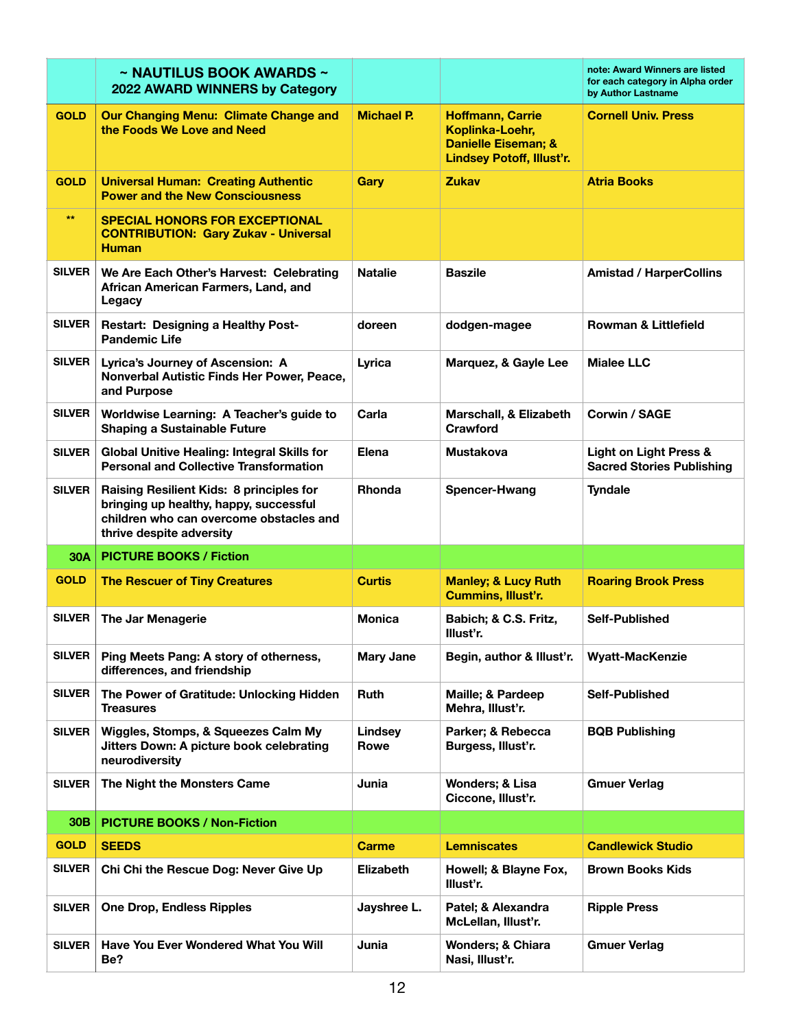| | ~ NAUTILUS BOOK AWARDS ~ 2022 AWARD WINNERS by Category | | | note: Award Winners are listed for each category in Alpha order by Author Lastname |
|---|---|---|---|---|
| GOLD | Our Changing Menu: Climate Change and the Foods We Love and Need | Michael P. | Hoffmann, Carrie Koplinka-Loehr, Danielle Eiseman; & Lindsey Potoff, Illust'r. | Cornell Univ. Press |
| GOLD | Universal Human: Creating Authentic Power and the New Consciousness | Gary | Zukav | Atria Books |
| ** | SPECIAL HONORS FOR EXCEPTIONAL CONTRIBUTION: Gary Zukav - Universal Human | | | |
| SILVER | We Are Each Other's Harvest: Celebrating African American Farmers, Land, and Legacy | Natalie | Baszile | Amistad / HarperCollins |
| SILVER | Restart: Designing a Healthy Post-Pandemic Life | doreen | dodgen-magee | Rowman & Littlefield |
| SILVER | Lyrica's Journey of Ascension: A Nonverbal Autistic Finds Her Power, Peace, and Purpose | Lyrica | Marquez, & Gayle Lee | Mialee LLC |
| SILVER | Worldwise Learning: A Teacher's guide to Shaping a Sustainable Future | Carla | Marschall, & Elizabeth Crawford | Corwin / SAGE |
| SILVER | Global Unitive Healing: Integral Skills for Personal and Collective Transformation | Elena | Mustakova | Light on Light Press & Sacred Stories Publishing |
| SILVER | Raising Resilient Kids: 8 principles for bringing up healthy, happy, successful children who can overcome obstacles and thrive despite adversity | Rhonda | Spencer-Hwang | Tyndale |
| 30A | PICTURE BOOKS / Fiction | | | |
| GOLD | The Rescuer of Tiny Creatures | Curtis | Manley; & Lucy Ruth Cummins, Illust'r. | Roaring Brook Press |
| SILVER | The Jar Menagerie | Monica | Babich; & C.S. Fritz, Illust'r. | Self-Published |
| SILVER | Ping Meets Pang: A story of otherness, differences, and friendship | Mary Jane | Begin, author & Illust'r. | Wyatt-MacKenzie |
| SILVER | The Power of Gratitude: Unlocking Hidden Treasures | Ruth | Maille; & Pardeep Mehra, Illust'r. | Self-Published |
| SILVER | Wiggles, Stomps, & Squeezes Calm My Jitters Down: A picture book celebrating neurodiversity | Lindsey Rowe | Parker; & Rebecca Burgess, Illust'r. | BQB Publishing |
| SILVER | The Night the Monsters Came | Junia | Wonders; & Lisa Ciccone, Illust'r. | Gmuer Verlag |
| 30B | PICTURE BOOKS / Non-Fiction | | | |
| GOLD | SEEDS | Carme | Lemniscates | Candlewick Studio |
| SILVER | Chi Chi the Rescue Dog: Never Give Up | Elizabeth | Howell; & Blayne Fox, Illust'r. | Brown Books Kids |
| SILVER | One Drop, Endless Ripples | Jayshree L. | Patel; & Alexandra McLellan, Illust'r. | Ripple Press |
| SILVER | Have You Ever Wondered What You Will Be? | Junia | Wonders; & Chiara Nasi, Illust'r. | Gmuer Verlag |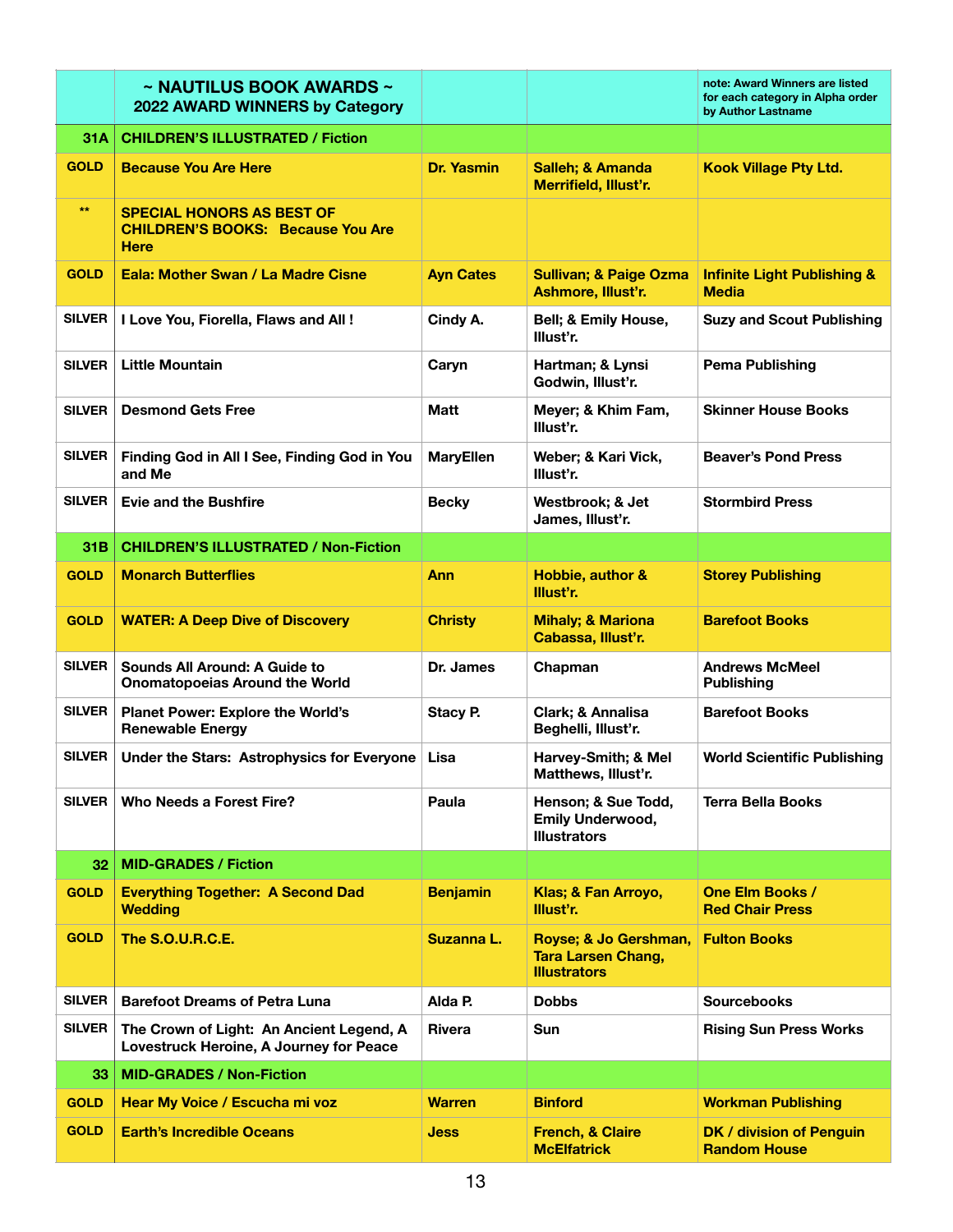| | ~ NAUTILUS BOOK AWARDS ~ 2022 AWARD WINNERS by Category | | | note: Award Winners are listed for each category in Alpha order by Author Lastname |
|---|---|---|---|---|
| 31A | CHILDREN'S ILLUSTRATED / Fiction | | | |
| GOLD | Because You Are Here | Dr. Yasmin | Salleh; & Amanda Merrifield, Illust'r. | Kook Village Pty Ltd. |
| ** | SPECIAL HONORS AS BEST OF CHILDREN'S BOOKS: Because You Are Here | | | |
| GOLD | Eala: Mother Swan / La Madre Cisne | Ayn Cates | Sullivan; & Paige Ozma Ashmore, Illust'r. | Infinite Light Publishing & Media |
| SILVER | I Love You, Fiorella, Flaws and All ! | Cindy A. | Bell; & Emily House, Illust'r. | Suzy and Scout Publishing |
| SILVER | Little Mountain | Caryn | Hartman; & Lynsi Godwin, Illust'r. | Pema Publishing |
| SILVER | Desmond Gets Free | Matt | Meyer; & Khim Fam, Illust'r. | Skinner House Books |
| SILVER | Finding God in All I See, Finding God in You and Me | MaryEllen | Weber; & Kari Vick, Illust'r. | Beaver's Pond Press |
| SILVER | Evie and the Bushfire | Becky | Westbrook; & Jet James, Illust'r. | Stormbird Press |
| 31B | CHILDREN'S ILLUSTRATED / Non-Fiction | | | |
| GOLD | Monarch Butterflies | Ann | Hobbie, author & Illust'r. | Storey Publishing |
| GOLD | WATER: A Deep Dive of Discovery | Christy | Mihaly; & Mariona Cabassa, Illust'r. | Barefoot Books |
| SILVER | Sounds All Around: A Guide to Onomatopoeias Around the World | Dr. James | Chapman | Andrews McMeel Publishing |
| SILVER | Planet Power: Explore the World's Renewable Energy | Stacy P. | Clark; & Annalisa Beghelli, Illust'r. | Barefoot Books |
| SILVER | Under the Stars: Astrophysics for Everyone | Lisa | Harvey-Smith; & Mel Matthews, Illust'r. | World Scientific Publishing |
| SILVER | Who Needs a Forest Fire? | Paula | Henson; & Sue Todd, Emily Underwood, Illustrators | Terra Bella Books |
| 32 | MID-GRADES / Fiction | | | |
| GOLD | Everything Together: A Second Dad Wedding | Benjamin | Klas; & Fan Arroyo, Illust'r. | One Elm Books / Red Chair Press |
| GOLD | The S.O.U.R.C.E. | Suzanna L. | Royse; & Jo Gershman, Tara Larsen Chang, Illustrators | Fulton Books |
| SILVER | Barefoot Dreams of Petra Luna | Alda P. | Dobbs | Sourcebooks |
| SILVER | The Crown of Light: An Ancient Legend, A Lovestruck Heroine, A Journey for Peace | Rivera | Sun | Rising Sun Press Works |
| 33 | MID-GRADES / Non-Fiction | | | |
| GOLD | Hear My Voice / Escucha mi voz | Warren | Binford | Workman Publishing |
| GOLD | Earth's Incredible Oceans | Jess | French, & Claire McElfatrick | DK / division of Penguin Random House |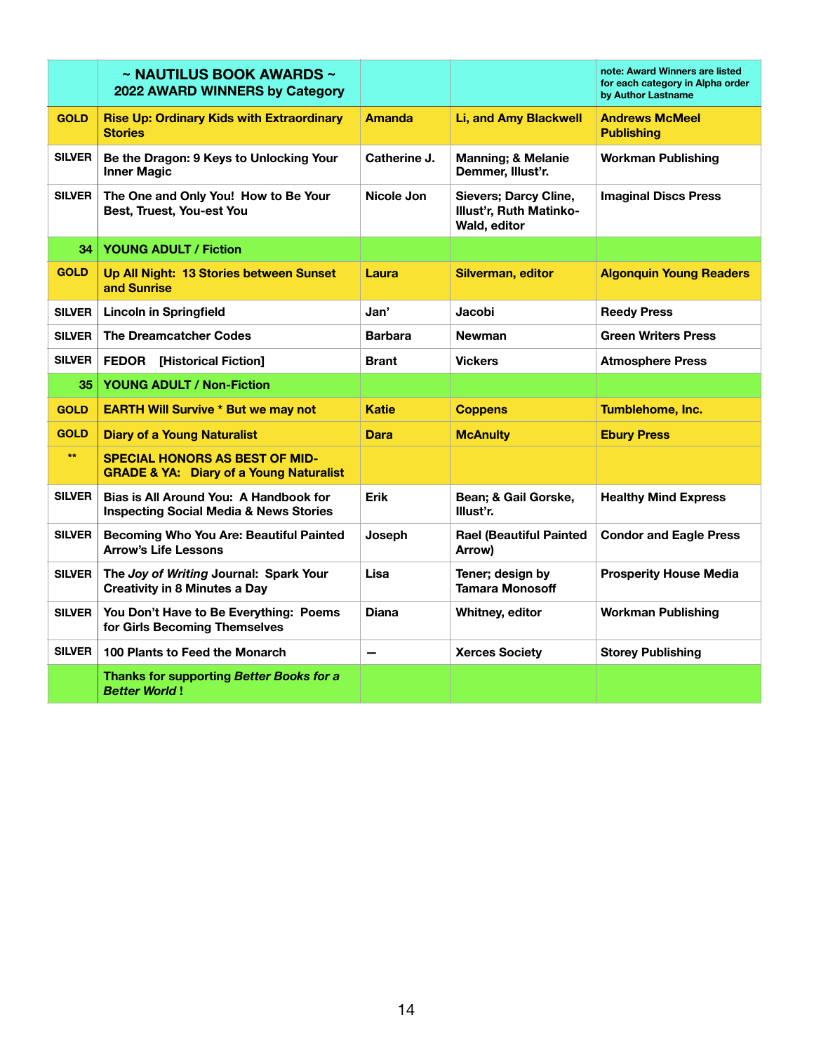| | ~ NAUTILUS BOOK AWARDS ~ 2022 AWARD WINNERS by Category | | | note: Award Winners are listed for each category in Alpha order by Author Lastname |
|---|---|---|---|---|
| GOLD | Rise Up: Ordinary Kids with Extraordinary Stories | Amanda | Li, and Amy Blackwell | Andrews McMeel Publishing |
| SILVER | Be the Dragon: 9 Keys to Unlocking Your Inner Magic | Catherine J. | Manning; & Melanie Demmer, Illust'r. | Workman Publishing |
| SILVER | The One and Only You! How to Be Your Best, Truest, You-est You | Nicole Jon | Sievers; Darcy Cline, Illust'r, Ruth Matinko-Wald, editor | Imaginal Discs Press |
| 34 | YOUNG ADULT / Fiction | | | |
| GOLD | Up All Night: 13 Stories between Sunset and Sunrise | Laura | Silverman, editor | Algonquin Young Readers |
| SILVER | Lincoln in Springfield | Jan' | Jacobi | Reedy Press |
| SILVER | The Dreamcatcher Codes | Barbara | Newman | Green Writers Press |
| SILVER | FEDOR [Historical Fiction] | Brant | Vickers | Atmosphere Press |
| 35 | YOUNG ADULT / Non-Fiction | | | |
| GOLD | EARTH Will Survive * But we may not | Katie | Coppens | Tumblehome, Inc. |
| GOLD | Diary of a Young Naturalist | Dara | McAnulty | Ebury Press |
| ** | SPECIAL HONORS AS BEST OF MID-GRADE & YA: Diary of a Young Naturalist | | | |
| SILVER | Bias is All Around You: A Handbook for Inspecting Social Media & News Stories | Erik | Bean; & Gail Gorske, Illust'r. | Healthy Mind Express |
| SILVER | Becoming Who You Are: Beautiful Painted Arrow's Life Lessons | Joseph | Rael (Beautiful Painted Arrow) | Condor and Eagle Press |
| SILVER | The *Joy of Writing* Journal: Spark Your Creativity in 8 Minutes a Day | Lisa | Tener; design by Tamara Monosoff | Prosperity House Media |
| SILVER | You Don't Have to Be Everything: Poems for Girls Becoming Themselves | Diana | Whitney, editor | Workman Publishing |
| SILVER | 100 Plants to Feed the Monarch | — | Xerces Society | Storey Publishing |
| | Thanks for supporting *Better Books for a Better World* ! | | | |